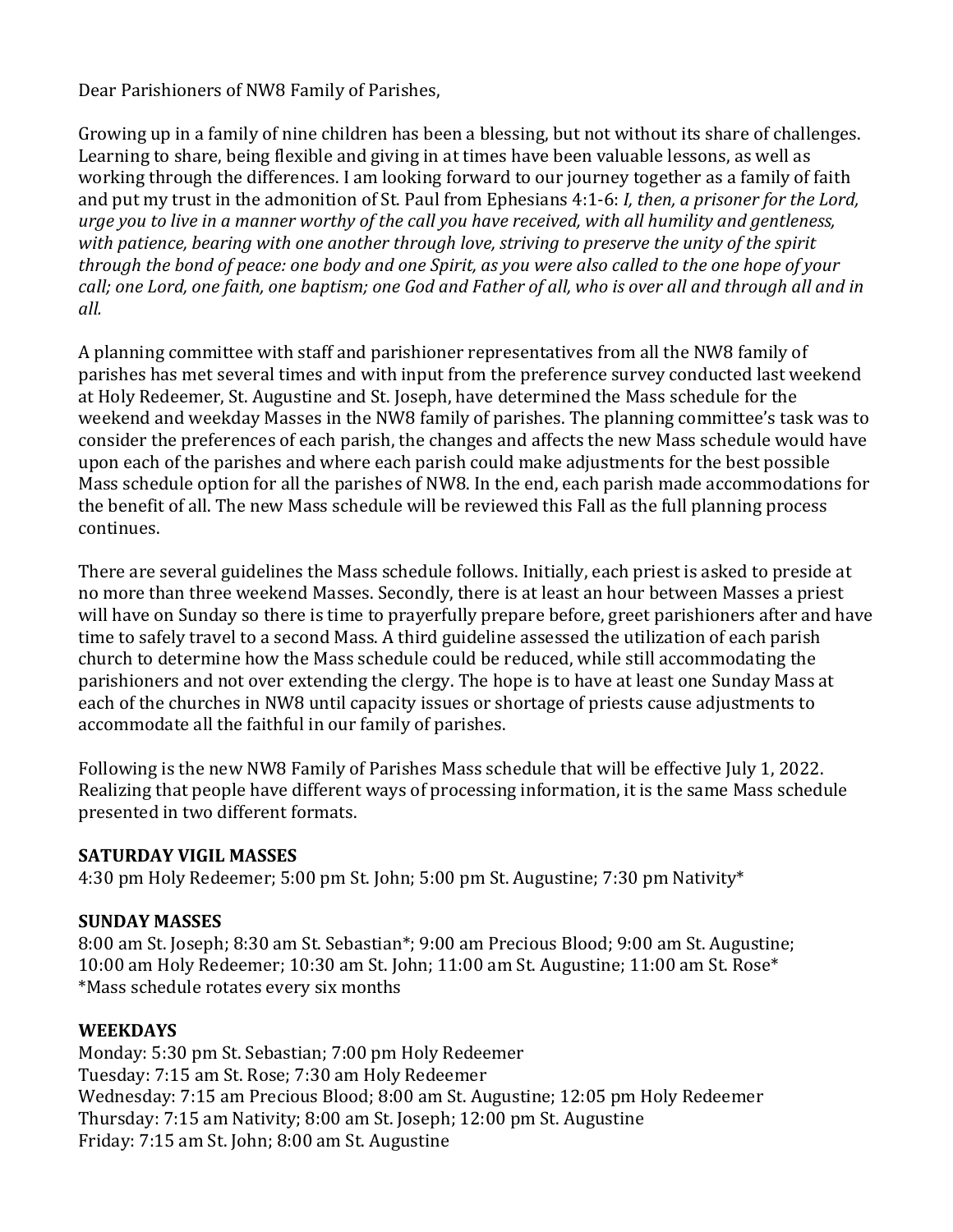Dear Parishioners of NW8 Family of Parishes,

Growing up in a family of nine children has been a blessing, but not without its share of challenges. Learning to share, being flexible and giving in at times have been valuable lessons, as well as working through the differences. I am looking forward to our journey together as a family of faith and put my trust in the admonition of St. Paul from Ephesians 4:1-6: *I, then, a prisoner for the Lord, urge you to live in a manner worthy of the call you have received, with all humility and gentleness, with patience, bearing with one another through love, striving to preserve the unity of the spirit through the bond of peace: one body and one Spirit, as you were also called to the one hope of your call; one Lord, one faith, one baptism; one God and Father of all, who is over all and through all and in all.*

A planning committee with staff and parishioner representatives from all the NW8 family of parishes has met several times and with input from the preference survey conducted last weekend at Holy Redeemer, St. Augustine and St. Joseph, have determined the Mass schedule for the weekend and weekday Masses in the NW8 family of parishes. The planning committee's task was to consider the preferences of each parish, the changes and affects the new Mass schedule would have upon each of the parishes and where each parish could make adjustments for the best possible Mass schedule option for all the parishes of NW8. In the end, each parish made accommodations for the benefit of all. The new Mass schedule will be reviewed this Fall as the full planning process continues.

There are several guidelines the Mass schedule follows. Initially, each priest is asked to preside at no more than three weekend Masses. Secondly, there is at least an hour between Masses a priest will have on Sunday so there is time to prayerfully prepare before, greet parishioners after and have time to safely travel to a second Mass. A third guideline assessed the utilization of each parish church to determine how the Mass schedule could be reduced, while still accommodating the parishioners and not over extending the clergy. The hope is to have at least one Sunday Mass at each of the churches in NW8 until capacity issues or shortage of priests cause adjustments to accommodate all the faithful in our family of parishes.

Following is the new NW8 Family of Parishes Mass schedule that will be effective July 1, 2022. Realizing that people have different ways of processing information, it is the same Mass schedule presented in two different formats.

**SATURDAY VIGIL MASSES**
4:30 pm Holy Redeemer; 5:00 pm St. John; 5:00 pm St. Augustine; 7:30 pm Nativity*

**SUNDAY MASSES**
8:00 am St. Joseph; 8:30 am St. Sebastian*; 9:00 am Precious Blood; 9:00 am St. Augustine; 10:00 am Holy Redeemer; 10:30 am St. John; 11:00 am St. Augustine; 11:00 am St. Rose*
*Mass schedule rotates every six months

**WEEKDAYS**
Monday: 5:30 pm St. Sebastian; 7:00 pm Holy Redeemer
Tuesday: 7:15 am St. Rose; 7:30 am Holy Redeemer
Wednesday: 7:15 am Precious Blood; 8:00 am St. Augustine; 12:05 pm Holy Redeemer
Thursday: 7:15 am Nativity; 8:00 am St. Joseph; 12:00 pm St. Augustine
Friday: 7:15 am St. John; 8:00 am St. Augustine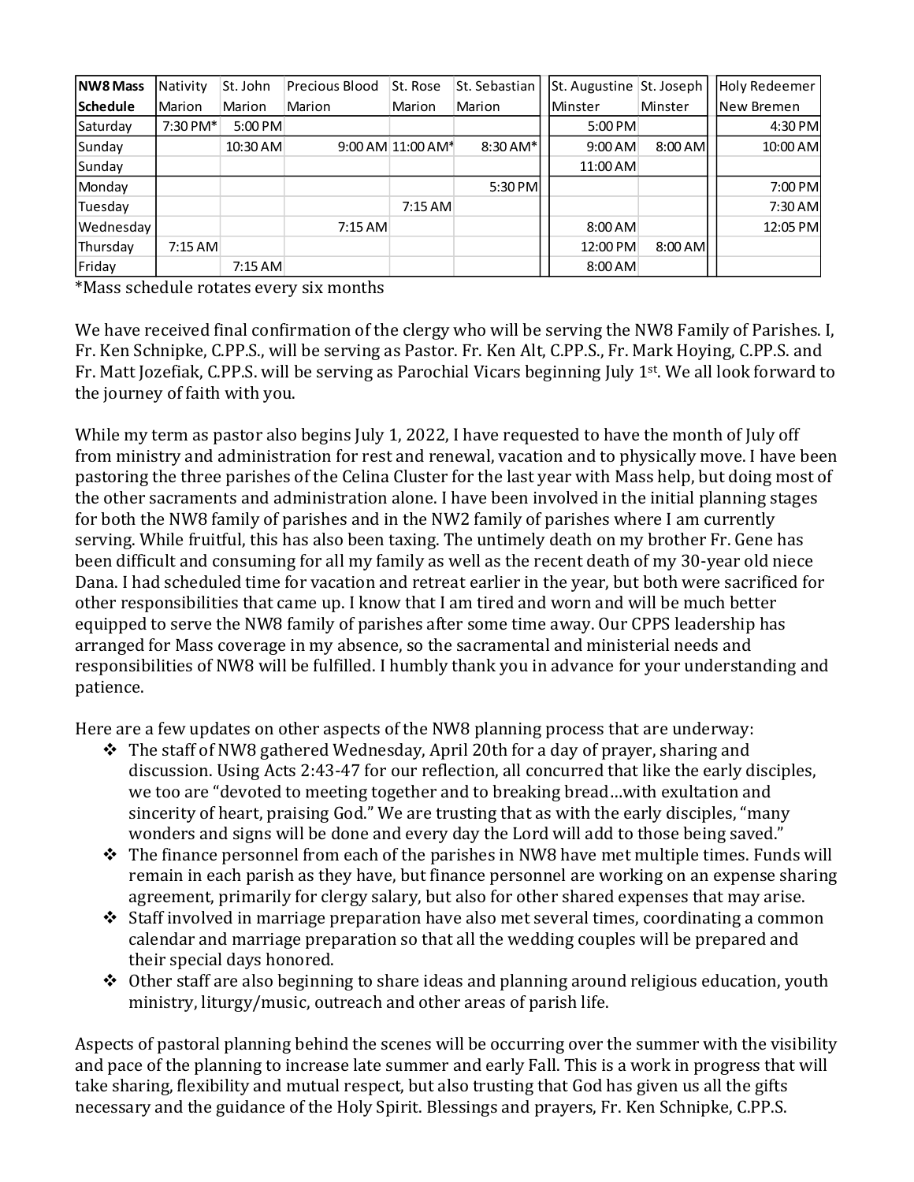| NW8 Mass Schedule | Nativity Marion | St. John Marion | Precious Blood Marion | St. Rose Marion | St. Sebastian Marion | St. Augustine Minster | St. Joseph Minster | Holy Redeemer New Bremen |
|---|---|---|---|---|---|---|---|---|
| Saturday | 7:30 PM* | 5:00 PM | | | | 5:00 PM | | 4:30 PM |
| Sunday | | 10:30 AM | 9:00 AM | 11:00 AM* | 8:30 AM* | 9:00 AM | 8:00 AM | 10:00 AM |
| Sunday | | | | | | 11:00 AM | | |
| Monday | | | | | 5:30 PM | | | 7:00 PM |
| Tuesday | | | | 7:15 AM | | | | 7:30 AM |
| Wednesday | | | 7:15 AM | | | 8:00 AM | | 12:05 PM |
| Thursday | 7:15 AM | | | | | 12:00 PM | 8:00 AM | |
| Friday | | 7:15 AM | | | | 8:00 AM | | |

*Mass schedule rotates every six months

We have received final confirmation of the clergy who will be serving the NW8 Family of Parishes. I, Fr. Ken Schnipke, C.PP.S., will be serving as Pastor. Fr. Ken Alt, C.PP.S., Fr. Mark Hoying, C.PP.S. and Fr. Matt Jozefiak, C.PP.S. will be serving as Parochial Vicars beginning July 1st. We all look forward to the journey of faith with you.

While my term as pastor also begins July 1, 2022, I have requested to have the month of July off from ministry and administration for rest and renewal, vacation and to physically move. I have been pastoring the three parishes of the Celina Cluster for the last year with Mass help, but doing most of the other sacraments and administration alone. I have been involved in the initial planning stages for both the NW8 family of parishes and in the NW2 family of parishes where I am currently serving. While fruitful, this has also been taxing. The untimely death on my brother Fr. Gene has been difficult and consuming for all my family as well as the recent death of my 30-year old niece Dana. I had scheduled time for vacation and retreat earlier in the year, but both were sacrificed for other responsibilities that came up. I know that I am tired and worn and will be much better equipped to serve the NW8 family of parishes after some time away. Our CPPS leadership has arranged for Mass coverage in my absence, so the sacramental and ministerial needs and responsibilities of NW8 will be fulfilled. I humbly thank you in advance for your understanding and patience.

Here are a few updates on other aspects of the NW8 planning process that are underway:

- The staff of NW8 gathered Wednesday, April 20th for a day of prayer, sharing and discussion. Using Acts 2:43-47 for our reflection, all concurred that like the early disciples, we too are "devoted to meeting together and to breaking bread…with exultation and sincerity of heart, praising God." We are trusting that as with the early disciples, "many wonders and signs will be done and every day the Lord will add to those being saved."
- The finance personnel from each of the parishes in NW8 have met multiple times. Funds will remain in each parish as they have, but finance personnel are working on an expense sharing agreement, primarily for clergy salary, but also for other shared expenses that may arise.
- Staff involved in marriage preparation have also met several times, coordinating a common calendar and marriage preparation so that all the wedding couples will be prepared and their special days honored.
- Other staff are also beginning to share ideas and planning around religious education, youth ministry, liturgy/music, outreach and other areas of parish life.

Aspects of pastoral planning behind the scenes will be occurring over the summer with the visibility and pace of the planning to increase late summer and early Fall. This is a work in progress that will take sharing, flexibility and mutual respect, but also trusting that God has given us all the gifts necessary and the guidance of the Holy Spirit. Blessings and prayers, Fr. Ken Schnipke, C.PP.S.